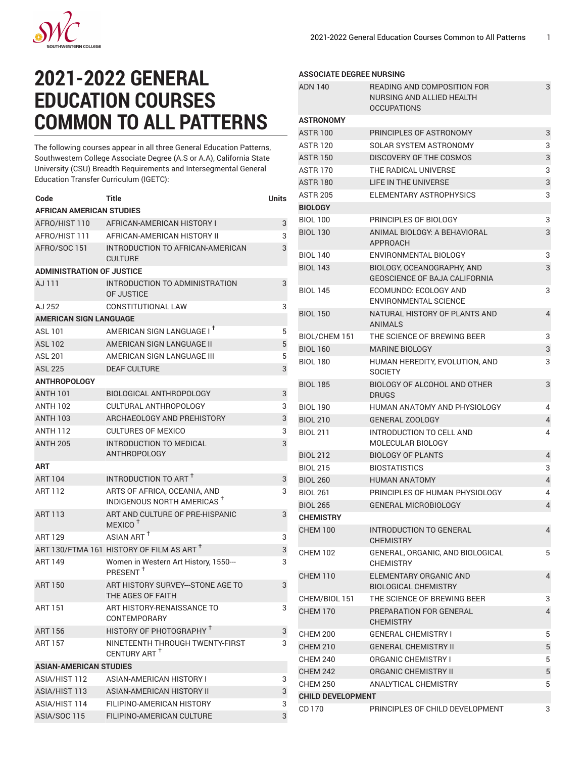# 2021-2022 GENERAL EDUCATION COURSES COMMON TO ALL PATTERNS

The following courses appear in all three General Education Patterns, Southwestern College Associate Degree (A.S or A.A), California State University (CSU) Breadth Requirements and Intersegmental General Education Transfer Curriculum (IGETC):

| Code | Title | Units |
|---|---|---|
| **AFRICAN AMERICAN STUDIES** | | |
| AFRO/HIST 110 | AFRICAN-AMERICAN HISTORY I | 3 |
| AFRO/HIST 111 | AFRICAN-AMERICAN HISTORY II | 3 |
| AFRO/SOC 151 | INTRODUCTION TO AFRICAN-AMERICAN CULTURE | 3 |
| **ADMINISTRATION OF JUSTICE** | | |
| AJ 111 | INTRODUCTION TO ADMINISTRATION OF JUSTICE | 3 |
| AJ 252 | CONSTITUTIONAL LAW | 3 |
| **AMERICAN SIGN LANGUAGE** | | |
| ASL 101 | AMERICAN SIGN LANGUAGE I † | 5 |
| ASL 102 | AMERICAN SIGN LANGUAGE II | 5 |
| ASL 201 | AMERICAN SIGN LANGUAGE III | 5 |
| ASL 225 | DEAF CULTURE | 3 |
| **ANTHROPOLOGY** | | |
| ANTH 101 | BIOLOGICAL ANTHROPOLOGY | 3 |
| ANTH 102 | CULTURAL ANTHROPOLOGY | 3 |
| ANTH 103 | ARCHAEOLOGY AND PREHISTORY | 3 |
| ANTH 112 | CULTURES OF MEXICO | 3 |
| ANTH 205 | INTRODUCTION TO MEDICAL ANTHROPOLOGY | 3 |
| **ART** | | |
| ART 104 | INTRODUCTION TO ART † | 3 |
| ART 112 | ARTS OF AFRICA, OCEANIA, AND INDIGENOUS NORTH AMERICAS † | 3 |
| ART 113 | ART AND CULTURE OF PRE-HISPANIC MEXICO † | 3 |
| ART 129 | ASIAN ART † | 3 |
| ART 130/FTMA 161 | HISTORY OF FILM AS ART † | 3 |
| ART 149 | Women in Western Art History, 1550---PRESENT † | 3 |
| ART 150 | ART HISTORY SURVEY---STONE AGE TO THE AGES OF FAITH | 3 |
| ART 151 | ART HISTORY-RENAISSANCE TO CONTEMPORARY | 3 |
| ART 156 | HISTORY OF PHOTOGRAPHY † | 3 |
| ART 157 | NINETEENTH THROUGH TWENTY-FIRST CENTURY ART † | 3 |
| **ASIAN-AMERICAN STUDIES** | | |
| ASIA/HIST 112 | ASIAN-AMERICAN HISTORY I | 3 |
| ASIA/HIST 113 | ASIAN-AMERICAN HISTORY II | 3 |
| ASIA/HIST 114 | FILIPINO-AMERICAN HISTORY | 3 |
| ASIA/SOC 115 | FILIPINO-AMERICAN CULTURE | 3 |
| **ASSOCIATE DEGREE NURSING** | | |
| ADN 140 | READING AND COMPOSITION FOR NURSING AND ALLIED HEALTH OCCUPATIONS | 3 |
| **ASTRONOMY** | | |
| ASTR 100 | PRINCIPLES OF ASTRONOMY | 3 |
| ASTR 120 | SOLAR SYSTEM ASTRONOMY | 3 |
| ASTR 150 | DISCOVERY OF THE COSMOS | 3 |
| ASTR 170 | THE RADICAL UNIVERSE | 3 |
| ASTR 180 | LIFE IN THE UNIVERSE | 3 |
| ASTR 205 | ELEMENTARY ASTROPHYSICS | 3 |
| **BIOLOGY** | | |
| BIOL 100 | PRINCIPLES OF BIOLOGY | 3 |
| BIOL 130 | ANIMAL BIOLOGY: A BEHAVIORAL APPROACH | 3 |
| BIOL 140 | ENVIRONMENTAL BIOLOGY | 3 |
| BIOL 143 | BIOLOGY, OCEANOGRAPHY, AND GEOSCIENCE OF BAJA CALIFORNIA | 3 |
| BIOL 145 | ECOMUNDO: ECOLOGY AND ENVIRONMENTAL SCIENCE | 3 |
| BIOL 150 | NATURAL HISTORY OF PLANTS AND ANIMALS | 4 |
| BIOL/CHEM 151 | THE SCIENCE OF BREWING BEER | 3 |
| BIOL 160 | MARINE BIOLOGY | 3 |
| BIOL 180 | HUMAN HEREDITY, EVOLUTION, AND SOCIETY | 3 |
| BIOL 185 | BIOLOGY OF ALCOHOL AND OTHER DRUGS | 3 |
| BIOL 190 | HUMAN ANATOMY AND PHYSIOLOGY | 4 |
| BIOL 210 | GENERAL ZOOLOGY | 4 |
| BIOL 211 | INTRODUCTION TO CELL AND MOLECULAR BIOLOGY | 4 |
| BIOL 212 | BIOLOGY OF PLANTS | 4 |
| BIOL 215 | BIOSTATISTICS | 3 |
| BIOL 260 | HUMAN ANATOMY | 4 |
| BIOL 261 | PRINCIPLES OF HUMAN PHYSIOLOGY | 4 |
| BIOL 265 | GENERAL MICROBIOLOGY | 4 |
| **CHEMISTRY** | | |
| CHEM 100 | INTRODUCTION TO GENERAL CHEMISTRY | 4 |
| CHEM 102 | GENERAL, ORGANIC, AND BIOLOGICAL CHEMISTRY | 5 |
| CHEM 110 | ELEMENTARY ORGANIC AND BIOLOGICAL CHEMISTRY | 4 |
| CHEM/BIOL 151 | THE SCIENCE OF BREWING BEER | 3 |
| CHEM 170 | PREPARATION FOR GENERAL CHEMISTRY | 4 |
| CHEM 200 | GENERAL CHEMISTRY I | 5 |
| CHEM 210 | GENERAL CHEMISTRY II | 5 |
| CHEM 240 | ORGANIC CHEMISTRY I | 5 |
| CHEM 242 | ORGANIC CHEMISTRY II | 5 |
| CHEM 250 | ANALYTICAL CHEMISTRY | 5 |
| **CHILD DEVELOPMENT** | | |
| CD 170 | PRINCIPLES OF CHILD DEVELOPMENT | 3 |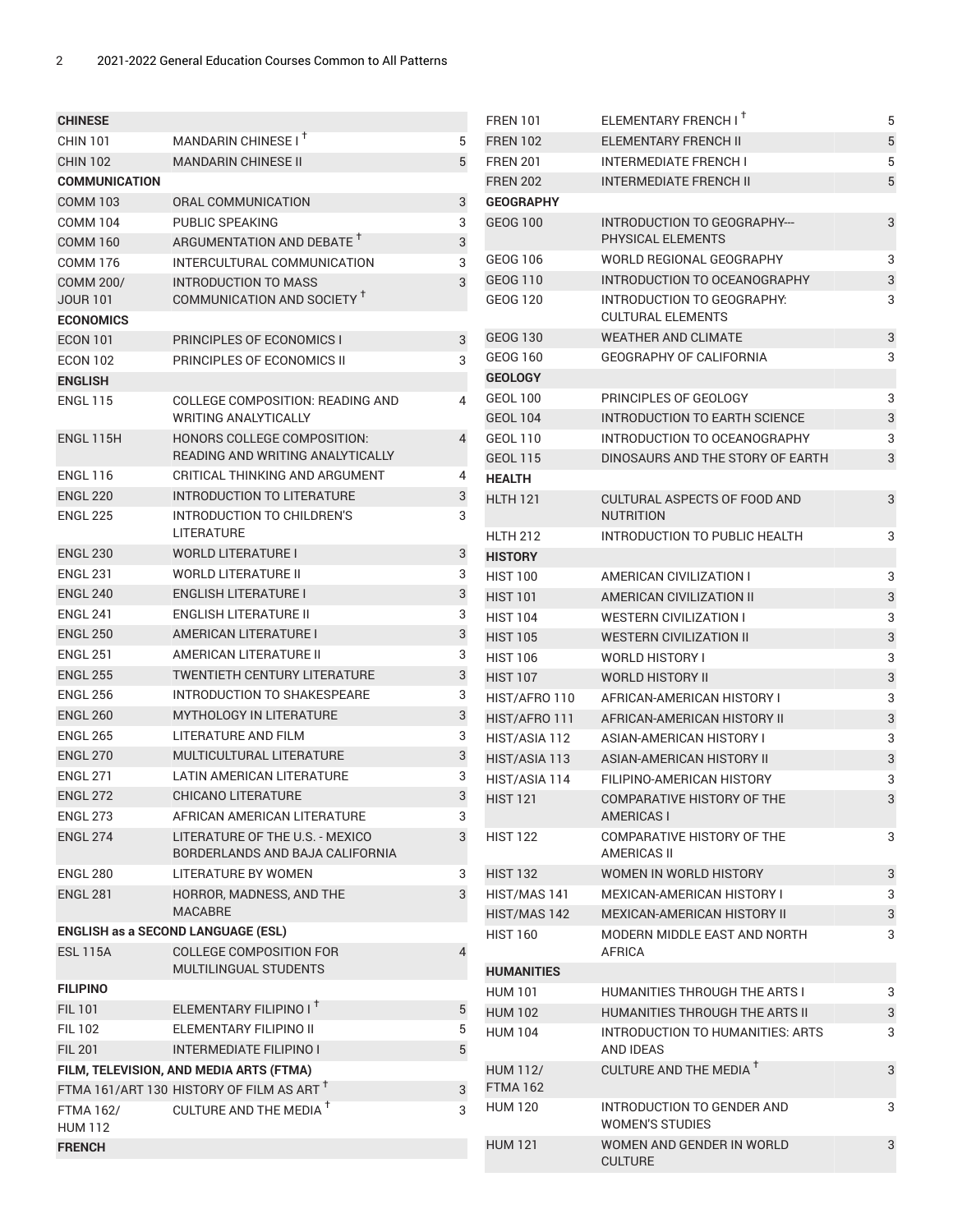| Course | Title | Units |
|---|---|---|
| **CHINESE** | | |
| CHIN 101 | MANDARIN CHINESE I † | 5 |
| CHIN 102 | MANDARIN CHINESE II | 5 |
| **COMMUNICATION** | | |
| COMM 103 | ORAL COMMUNICATION | 3 |
| COMM 104 | PUBLIC SPEAKING | 3 |
| COMM 160 | ARGUMENTATION AND DEBATE † | 3 |
| COMM 176 | INTERCULTURAL COMMUNICATION | 3 |
| COMM 200/ JOUR 101 | INTRODUCTION TO MASS COMMUNICATION AND SOCIETY † | 3 |
| **ECONOMICS** | | |
| ECON 101 | PRINCIPLES OF ECONOMICS I | 3 |
| ECON 102 | PRINCIPLES OF ECONOMICS II | 3 |
| **ENGLISH** | | |
| ENGL 115 | COLLEGE COMPOSITION: READING AND WRITING ANALYTICALLY | 4 |
| ENGL 115H | HONORS COLLEGE COMPOSITION: READING AND WRITING ANALYTICALLY | 4 |
| ENGL 116 | CRITICAL THINKING AND ARGUMENT | 4 |
| ENGL 220 | INTRODUCTION TO LITERATURE | 3 |
| ENGL 225 | INTRODUCTION TO CHILDREN'S LITERATURE | 3 |
| ENGL 230 | WORLD LITERATURE I | 3 |
| ENGL 231 | WORLD LITERATURE II | 3 |
| ENGL 240 | ENGLISH LITERATURE I | 3 |
| ENGL 241 | ENGLISH LITERATURE II | 3 |
| ENGL 250 | AMERICAN LITERATURE I | 3 |
| ENGL 251 | AMERICAN LITERATURE II | 3 |
| ENGL 255 | TWENTIETH CENTURY LITERATURE | 3 |
| ENGL 256 | INTRODUCTION TO SHAKESPEARE | 3 |
| ENGL 260 | MYTHOLOGY IN LITERATURE | 3 |
| ENGL 265 | LITERATURE AND FILM | 3 |
| ENGL 270 | MULTICULTURAL LITERATURE | 3 |
| ENGL 271 | LATIN AMERICAN LITERATURE | 3 |
| ENGL 272 | CHICANO LITERATURE | 3 |
| ENGL 273 | AFRICAN AMERICAN LITERATURE | 3 |
| ENGL 274 | LITERATURE OF THE U.S. - MEXICO BORDERLANDS AND BAJA CALIFORNIA | 3 |
| ENGL 280 | LITERATURE BY WOMEN | 3 |
| ENGL 281 | HORROR, MADNESS, AND THE MACABRE | 3 |
| **ENGLISH as a SECOND LANGUAGE (ESL)** | | |
| ESL 115A | COLLEGE COMPOSITION FOR MULTILINGUAL STUDENTS | 4 |
| **FILIPINO** | | |
| FIL 101 | ELEMENTARY FILIPINO I † | 5 |
| FIL 102 | ELEMENTARY FILIPINO II | 5 |
| FIL 201 | INTERMEDIATE FILIPINO I | 5 |
| **FILM, TELEVISION, AND MEDIA ARTS (FTMA)** | | |
| FTMA 161/ART 130 | HISTORY OF FILM AS ART † | 3 |
| FTMA 162/ HUM 112 | CULTURE AND THE MEDIA † | 3 |
| **FRENCH** | | |
| FREN 101 | ELEMENTARY FRENCH I † | 5 |
| FREN 102 | ELEMENTARY FRENCH II | 5 |
| FREN 201 | INTERMEDIATE FRENCH I | 5 |
| FREN 202 | INTERMEDIATE FRENCH II | 5 |
| **GEOGRAPHY** | | |
| GEOG 100 | INTRODUCTION TO GEOGRAPHY--- PHYSICAL ELEMENTS | 3 |
| GEOG 106 | WORLD REGIONAL GEOGRAPHY | 3 |
| GEOG 110 | INTRODUCTION TO OCEANOGRAPHY | 3 |
| GEOG 120 | INTRODUCTION TO GEOGRAPHY: CULTURAL ELEMENTS | 3 |
| GEOG 130 | WEATHER AND CLIMATE | 3 |
| GEOG 160 | GEOGRAPHY OF CALIFORNIA | 3 |
| **GEOLOGY** | | |
| GEOL 100 | PRINCIPLES OF GEOLOGY | 3 |
| GEOL 104 | INTRODUCTION TO EARTH SCIENCE | 3 |
| GEOL 110 | INTRODUCTION TO OCEANOGRAPHY | 3 |
| GEOL 115 | DINOSAURS AND THE STORY OF EARTH | 3 |
| **HEALTH** | | |
| HLTH 121 | CULTURAL ASPECTS OF FOOD AND NUTRITION | 3 |
| HLTH 212 | INTRODUCTION TO PUBLIC HEALTH | 3 |
| **HISTORY** | | |
| HIST 100 | AMERICAN CIVILIZATION I | 3 |
| HIST 101 | AMERICAN CIVILIZATION II | 3 |
| HIST 104 | WESTERN CIVILIZATION I | 3 |
| HIST 105 | WESTERN CIVILIZATION II | 3 |
| HIST 106 | WORLD HISTORY I | 3 |
| HIST 107 | WORLD HISTORY II | 3 |
| HIST/AFRO 110 | AFRICAN-AMERICAN HISTORY I | 3 |
| HIST/AFRO 111 | AFRICAN-AMERICAN HISTORY II | 3 |
| HIST/ASIA 112 | ASIAN-AMERICAN HISTORY I | 3 |
| HIST/ASIA 113 | ASIAN-AMERICAN HISTORY II | 3 |
| HIST/ASIA 114 | FILIPINO-AMERICAN HISTORY | 3 |
| HIST 121 | COMPARATIVE HISTORY OF THE AMERICAS I | 3 |
| HIST 122 | COMPARATIVE HISTORY OF THE AMERICAS II | 3 |
| HIST 132 | WOMEN IN WORLD HISTORY | 3 |
| HIST/MAS 141 | MEXICAN-AMERICAN HISTORY I | 3 |
| HIST/MAS 142 | MEXICAN-AMERICAN HISTORY II | 3 |
| HIST 160 | MODERN MIDDLE EAST AND NORTH AFRICA | 3 |
| **HUMANITIES** | | |
| HUM 101 | HUMANITIES THROUGH THE ARTS I | 3 |
| HUM 102 | HUMANITIES THROUGH THE ARTS II | 3 |
| HUM 104 | INTRODUCTION TO HUMANITIES: ARTS AND IDEAS | 3 |
| HUM 112/ FTMA 162 | CULTURE AND THE MEDIA † | 3 |
| HUM 120 | INTRODUCTION TO GENDER AND WOMEN'S STUDIES | 3 |
| HUM 121 | WOMEN AND GENDER IN WORLD CULTURE | 3 |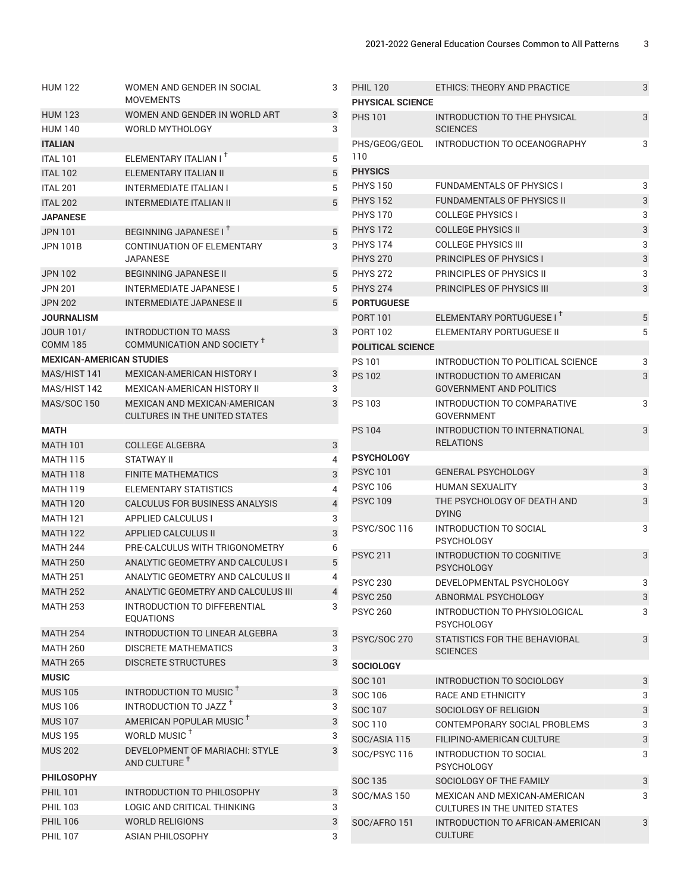| | | |
|---|---|---|
| HUM 122 | WOMEN AND GENDER IN SOCIAL MOVEMENTS | 3 |
| HUM 123 | WOMEN AND GENDER IN WORLD ART | 3 |
| HUM 140 | WORLD MYTHOLOGY | 3 |
| **ITALIAN** | | |
| ITAL 101 | ELEMENTARY ITALIAN I † | 5 |
| ITAL 102 | ELEMENTARY ITALIAN II | 5 |
| ITAL 201 | INTERMEDIATE ITALIAN I | 5 |
| ITAL 202 | INTERMEDIATE ITALIAN II | 5 |
| **JAPANESE** | | |
| JPN 101 | BEGINNING JAPANESE I † | 5 |
| JPN 101B | CONTINUATION OF ELEMENTARY JAPANESE | 3 |
| JPN 102 | BEGINNING JAPANESE II | 5 |
| JPN 201 | INTERMEDIATE JAPANESE I | 5 |
| JPN 202 | INTERMEDIATE JAPANESE II | 5 |
| **JOURNALISM** | | |
| JOUR 101/ COMM 185 | INTRODUCTION TO MASS COMMUNICATION AND SOCIETY † | 3 |
| **MEXICAN-AMERICAN STUDIES** | | |
| MAS/HIST 141 | MEXICAN-AMERICAN HISTORY I | 3 |
| MAS/HIST 142 | MEXICAN-AMERICAN HISTORY II | 3 |
| MAS/SOC 150 | MEXICAN AND MEXICAN-AMERICAN CULTURES IN THE UNITED STATES | 3 |
| **MATH** | | |
| MATH 101 | COLLEGE ALGEBRA | 3 |
| MATH 115 | STATWAY II | 4 |
| MATH 118 | FINITE MATHEMATICS | 3 |
| MATH 119 | ELEMENTARY STATISTICS | 4 |
| MATH 120 | CALCULUS FOR BUSINESS ANALYSIS | 4 |
| MATH 121 | APPLIED CALCULUS I | 3 |
| MATH 122 | APPLIED CALCULUS II | 3 |
| MATH 244 | PRE-CALCULUS WITH TRIGONOMETRY | 6 |
| MATH 250 | ANALYTIC GEOMETRY AND CALCULUS I | 5 |
| MATH 251 | ANALYTIC GEOMETRY AND CALCULUS II | 4 |
| MATH 252 | ANALYTIC GEOMETRY AND CALCULUS III | 4 |
| MATH 253 | INTRODUCTION TO DIFFERENTIAL EQUATIONS | 3 |
| MATH 254 | INTRODUCTION TO LINEAR ALGEBRA | 3 |
| MATH 260 | DISCRETE MATHEMATICS | 3 |
| MATH 265 | DISCRETE STRUCTURES | 3 |
| **MUSIC** | | |
| MUS 105 | INTRODUCTION TO MUSIC † | 3 |
| MUS 106 | INTRODUCTION TO JAZZ † | 3 |
| MUS 107 | AMERICAN POPULAR MUSIC † | 3 |
| MUS 195 | WORLD MUSIC † | 3 |
| MUS 202 | DEVELOPMENT OF MARIACHI: STYLE AND CULTURE † | 3 |
| **PHILOSOPHY** | | |
| PHIL 101 | INTRODUCTION TO PHILOSOPHY | 3 |
| PHIL 103 | LOGIC AND CRITICAL THINKING | 3 |
| PHIL 106 | WORLD RELIGIONS | 3 |
| PHIL 107 | ASIAN PHILOSOPHY | 3 |
| PHIL 120 | ETHICS: THEORY AND PRACTICE | 3 |
| **PHYSICAL SCIENCE** | | |
| PHS 101 | INTRODUCTION TO THE PHYSICAL SCIENCES | 3 |
| PHS/GEOG/GEOL 110 | INTRODUCTION TO OCEANOGRAPHY | 3 |
| **PHYSICS** | | |
| PHYS 150 | FUNDAMENTALS OF PHYSICS I | 3 |
| PHYS 152 | FUNDAMENTALS OF PHYSICS II | 3 |
| PHYS 170 | COLLEGE PHYSICS I | 3 |
| PHYS 172 | COLLEGE PHYSICS II | 3 |
| PHYS 174 | COLLEGE PHYSICS III | 3 |
| PHYS 270 | PRINCIPLES OF PHYSICS I | 3 |
| PHYS 272 | PRINCIPLES OF PHYSICS II | 3 |
| PHYS 274 | PRINCIPLES OF PHYSICS III | 3 |
| **PORTUGUESE** | | |
| PORT 101 | ELEMENTARY PORTUGUESE I † | 5 |
| PORT 102 | ELEMENTARY PORTUGUESE II | 5 |
| **POLITICAL SCIENCE** | | |
| PS 101 | INTRODUCTION TO POLITICAL SCIENCE | 3 |
| PS 102 | INTRODUCTION TO AMERICAN GOVERNMENT AND POLITICS | 3 |
| PS 103 | INTRODUCTION TO COMPARATIVE GOVERNMENT | 3 |
| PS 104 | INTRODUCTION TO INTERNATIONAL RELATIONS | 3 |
| **PSYCHOLOGY** | | |
| PSYC 101 | GENERAL PSYCHOLOGY | 3 |
| PSYC 106 | HUMAN SEXUALITY | 3 |
| PSYC 109 | THE PSYCHOLOGY OF DEATH AND DYING | 3 |
| PSYC/SOC 116 | INTRODUCTION TO SOCIAL PSYCHOLOGY | 3 |
| PSYC 211 | INTRODUCTION TO COGNITIVE PSYCHOLOGY | 3 |
| PSYC 230 | DEVELOPMENTAL PSYCHOLOGY | 3 |
| PSYC 250 | ABNORMAL PSYCHOLOGY | 3 |
| PSYC 260 | INTRODUCTION TO PHYSIOLOGICAL PSYCHOLOGY | 3 |
| PSYC/SOC 270 | STATISTICS FOR THE BEHAVIORAL SCIENCES | 3 |
| **SOCIOLOGY** | | |
| SOC 101 | INTRODUCTION TO SOCIOLOGY | 3 |
| SOC 106 | RACE AND ETHNICITY | 3 |
| SOC 107 | SOCIOLOGY OF RELIGION | 3 |
| SOC 110 | CONTEMPORARY SOCIAL PROBLEMS | 3 |
| SOC/ASIA 115 | FILIPINO-AMERICAN CULTURE | 3 |
| SOC/PSYC 116 | INTRODUCTION TO SOCIAL PSYCHOLOGY | 3 |
| SOC 135 | SOCIOLOGY OF THE FAMILY | 3 |
| SOC/MAS 150 | MEXICAN AND MEXICAN-AMERICAN CULTURES IN THE UNITED STATES | 3 |
| SOC/AFRO 151 | INTRODUCTION TO AFRICAN-AMERICAN CULTURE | 3 |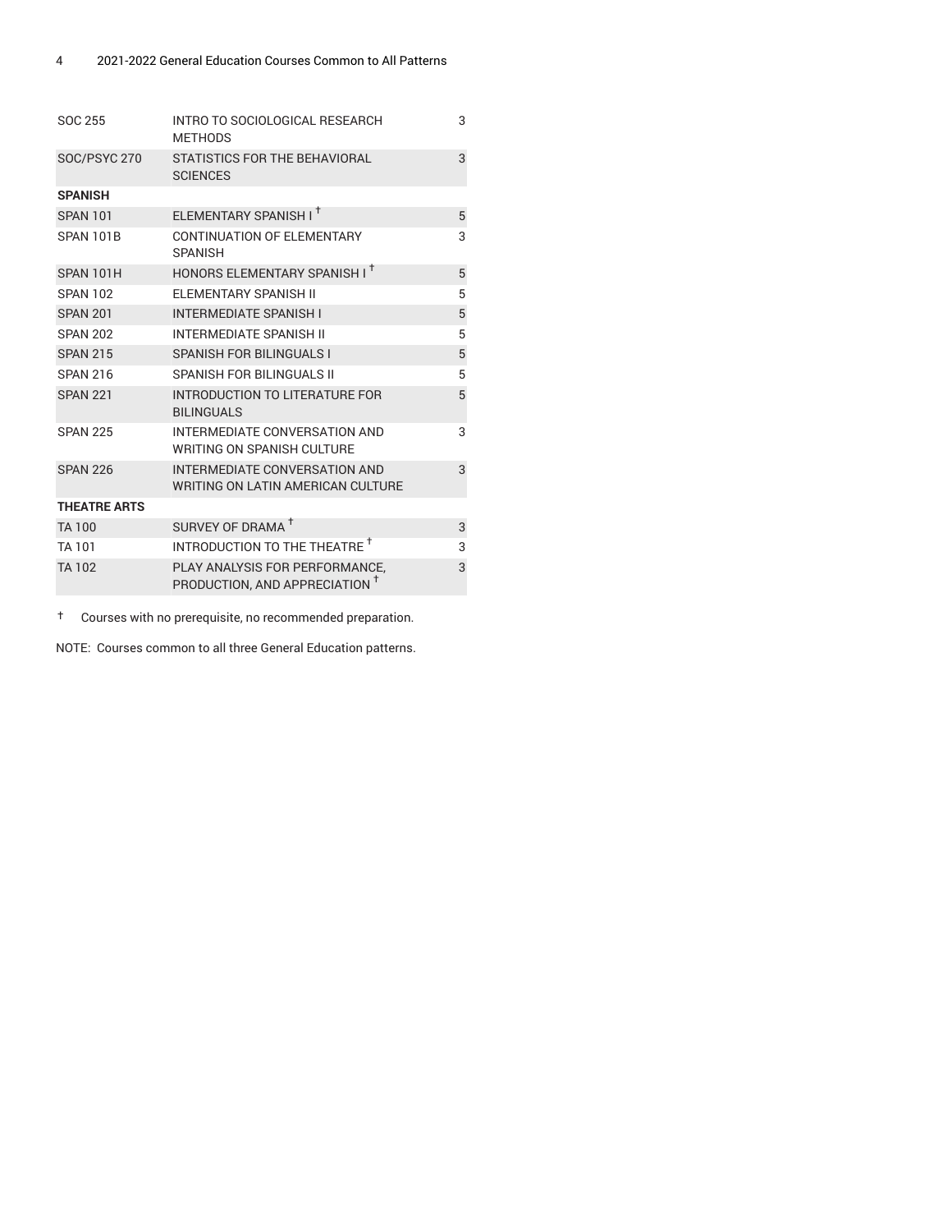| | | |
|---|---|---|
| SOC 255 | INTRO TO SOCIOLOGICAL RESEARCH METHODS | 3 |
| SOC/PSYC 270 | STATISTICS FOR THE BEHAVIORAL SCIENCES | 3 |
| **SPANISH** | | |
| SPAN 101 | ELEMENTARY SPANISH I † | 5 |
| SPAN 101B | CONTINUATION OF ELEMENTARY SPANISH | 3 |
| SPAN 101H | HONORS ELEMENTARY SPANISH I † | 5 |
| SPAN 102 | ELEMENTARY SPANISH II | 5 |
| SPAN 201 | INTERMEDIATE SPANISH I | 5 |
| SPAN 202 | INTERMEDIATE SPANISH II | 5 |
| SPAN 215 | SPANISH FOR BILINGUALS I | 5 |
| SPAN 216 | SPANISH FOR BILINGUALS II | 5 |
| SPAN 221 | INTRODUCTION TO LITERATURE FOR BILINGUALS | 5 |
| SPAN 225 | INTERMEDIATE CONVERSATION AND WRITING ON SPANISH CULTURE | 3 |
| SPAN 226 | INTERMEDIATE CONVERSATION AND WRITING ON LATIN AMERICAN CULTURE | 3 |
| **THEATRE ARTS** | | |
| TA 100 | SURVEY OF DRAMA † | 3 |
| TA 101 | INTRODUCTION TO THE THEATRE † | 3 |
| TA 102 | PLAY ANALYSIS FOR PERFORMANCE, PRODUCTION, AND APPRECIATION † | 3 |

† Courses with no prerequisite, no recommended preparation.

NOTE: Courses common to all three General Education patterns.